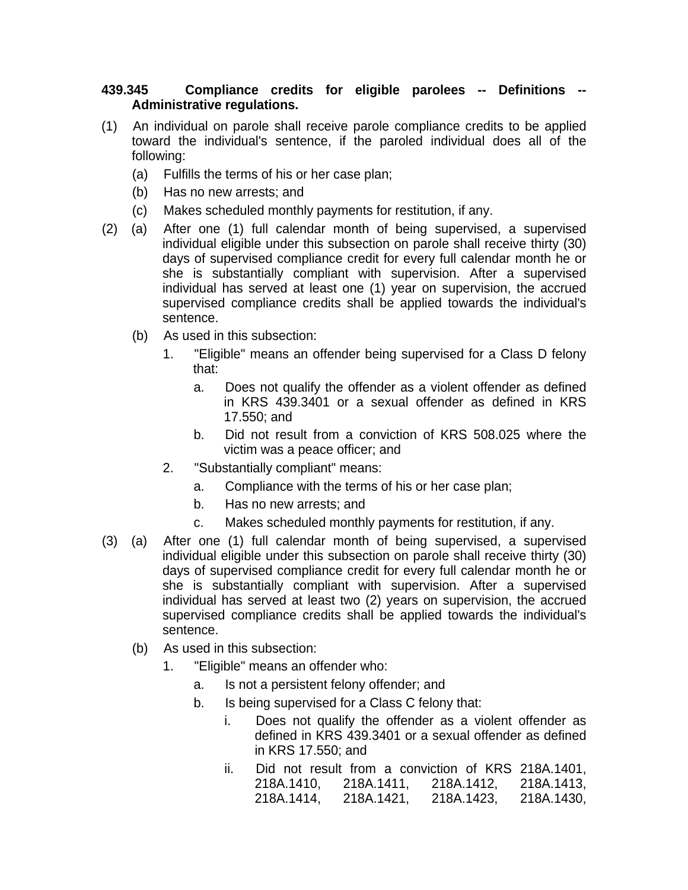**439.345 Compliance credits for eligible parolees -- Definitions -- Administrative regulations.**

(1) An individual on parole shall receive parole compliance credits to be applied toward the individual's sentence, if the paroled individual does all of the following:

  (a) Fulfills the terms of his or her case plan;

  (b) Has no new arrests; and

  (c) Makes scheduled monthly payments for restitution, if any.

(2) (a) After one (1) full calendar month of being supervised, a supervised individual eligible under this subsection on parole shall receive thirty (30) days of supervised compliance credit for every full calendar month he or she is substantially compliant with supervision. After a supervised individual has served at least one (1) year on supervision, the accrued supervised compliance credits shall be applied towards the individual's sentence.

  (b) As used in this subsection:

    1. "Eligible" means an offender being supervised for a Class D felony that:

      a. Does not qualify the offender as a violent offender as defined in KRS 439.3401 or a sexual offender as defined in KRS 17.550; and

      b. Did not result from a conviction of KRS 508.025 where the victim was a peace officer; and

    2. "Substantially compliant" means:

      a. Compliance with the terms of his or her case plan;

      b. Has no new arrests; and

      c. Makes scheduled monthly payments for restitution, if any.

(3) (a) After one (1) full calendar month of being supervised, a supervised individual eligible under this subsection on parole shall receive thirty (30) days of supervised compliance credit for every full calendar month he or she is substantially compliant with supervision. After a supervised individual has served at least two (2) years on supervision, the accrued supervised compliance credits shall be applied towards the individual's sentence.

  (b) As used in this subsection:

    1. "Eligible" means an offender who:

      a. Is not a persistent felony offender; and

      b. Is being supervised for a Class C felony that:

        i. Does not qualify the offender as a violent offender as defined in KRS 439.3401 or a sexual offender as defined in KRS 17.550; and

        ii. Did not result from a conviction of KRS 218A.1401, 218A.1410, 218A.1411, 218A.1412, 218A.1413, 218A.1414, 218A.1421, 218A.1423, 218A.1430,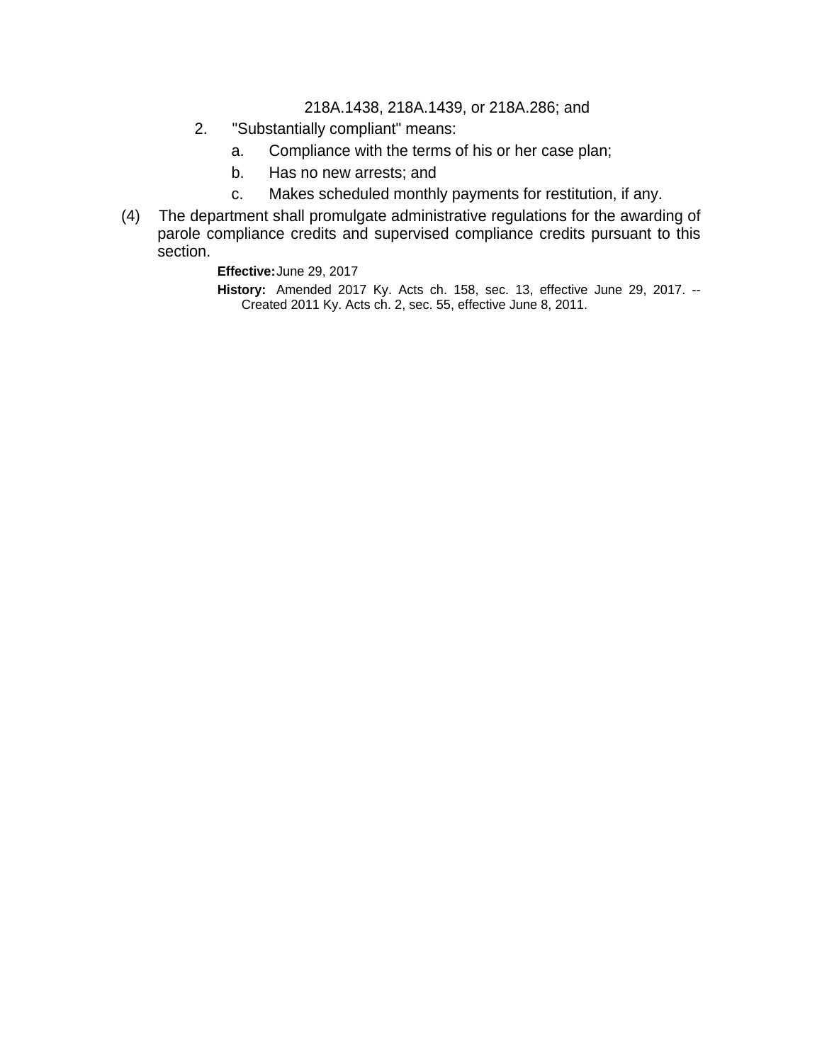218A.1438, 218A.1439, or 218A.286; and

2. "Substantially compliant" means:
   a. Compliance with the terms of his or her case plan;
   b. Has no new arrests; and
   c. Makes scheduled monthly payments for restitution, if any.

(4) The department shall promulgate administrative regulations for the awarding of parole compliance credits and supervised compliance credits pursuant to this section.

**Effective:** June 29, 2017

**History:** Amended 2017 Ky. Acts ch. 158, sec. 13, effective June 29, 2017. -- Created 2011 Ky. Acts ch. 2, sec. 55, effective June 8, 2011.